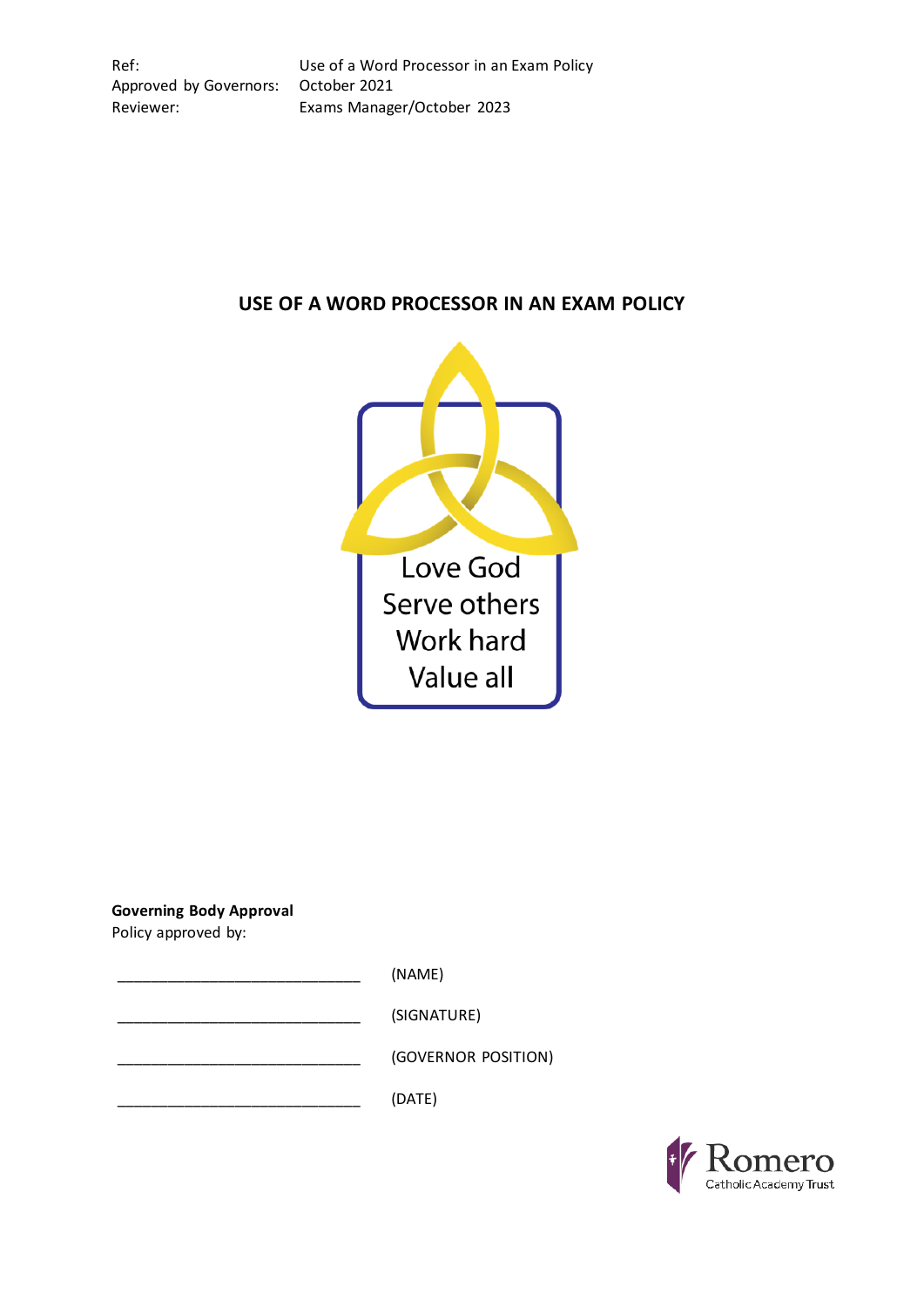| | |
|---|---|
| Ref: | Use of a Word Processor in an Exam Policy |
| Approved by Governors: | October 2021 |
| Reviewer: | Exams Manager/October 2023 |

# USE OF A WORD PROCESSOR IN AN EXAM POLICY

Love God
Serve others
Work hard
Value all

**Governing Body Approval**
Policy approved by:

_____________________________ (NAME)

_____________________________ (SIGNATURE)

_____________________________ (GOVERNOR POSITION)

_____________________________ (DATE)

Romero
Catholic Academy Trust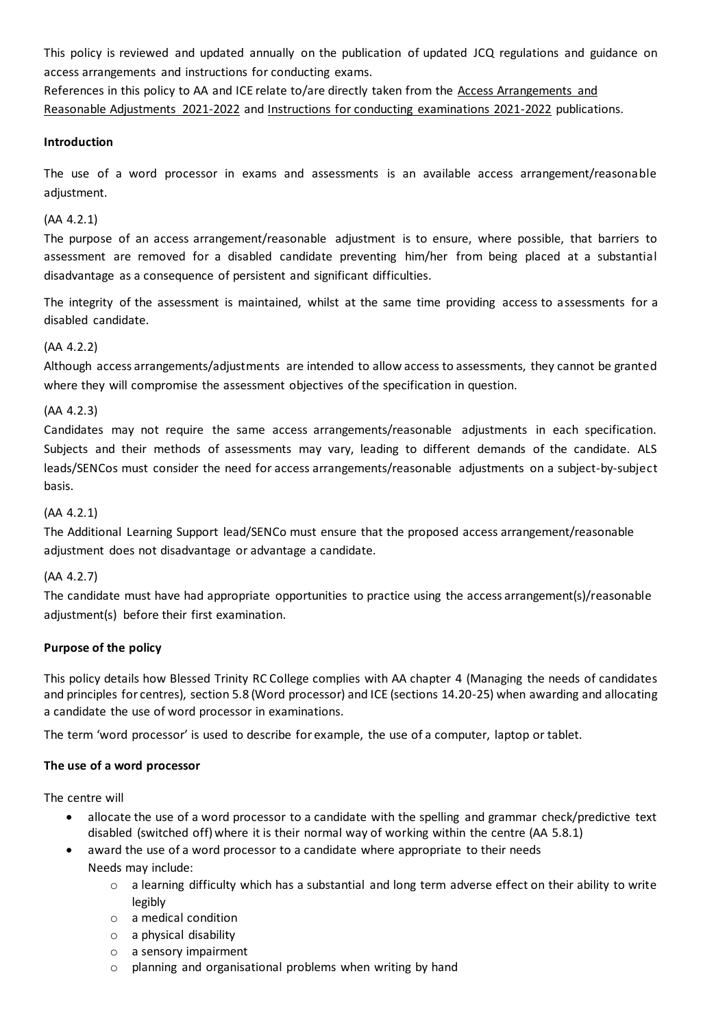This policy is reviewed and updated annually on the publication of updated JCQ regulations and guidance on access arrangements and instructions for conducting exams.

References in this policy to AA and ICE relate to/are directly taken from the Access Arrangements and Reasonable Adjustments 2021-2022 and Instructions for conducting examinations 2021-2022 publications.

**Introduction**

The use of a word processor in exams and assessments is an available access arrangement/reasonable adjustment.

(AA 4.2.1)

The purpose of an access arrangement/reasonable adjustment is to ensure, where possible, that barriers to assessment are removed for a disabled candidate preventing him/her from being placed at a substantial disadvantage as a consequence of persistent and significant difficulties.

The integrity of the assessment is maintained, whilst at the same time providing access to assessments for a disabled candidate.

(AA 4.2.2)

Although access arrangements/adjustments are intended to allow access to assessments, they cannot be granted where they will compromise the assessment objectives of the specification in question.

(AA 4.2.3)

Candidates may not require the same access arrangements/reasonable adjustments in each specification. Subjects and their methods of assessments may vary, leading to different demands of the candidate. ALS leads/SENCos must consider the need for access arrangements/reasonable adjustments on a subject-by-subject basis.

(AA 4.2.1)

The Additional Learning Support lead/SENCo must ensure that the proposed access arrangement/reasonable adjustment does not disadvantage or advantage a candidate.

(AA 4.2.7)

The candidate must have had appropriate opportunities to practice using the access arrangement(s)/reasonable adjustment(s) before their first examination.

**Purpose of the policy**

This policy details how Blessed Trinity RC College complies with AA chapter 4 (Managing the needs of candidates and principles for centres), section 5.8 (Word processor) and ICE (sections 14.20-25) when awarding and allocating a candidate the use of word processor in examinations.

The term 'word processor' is used to describe for example, the use of a computer, laptop or tablet.

**The use of a word processor**

The centre will

- allocate the use of a word processor to a candidate with the spelling and grammar check/predictive text disabled (switched off) where it is their normal way of working within the centre (AA 5.8.1)
- award the use of a word processor to a candidate where appropriate to their needs
  Needs may include:
    - a learning difficulty which has a substantial and long term adverse effect on their ability to write legibly
    - a medical condition
    - a physical disability
    - a sensory impairment
    - planning and organisational problems when writing by hand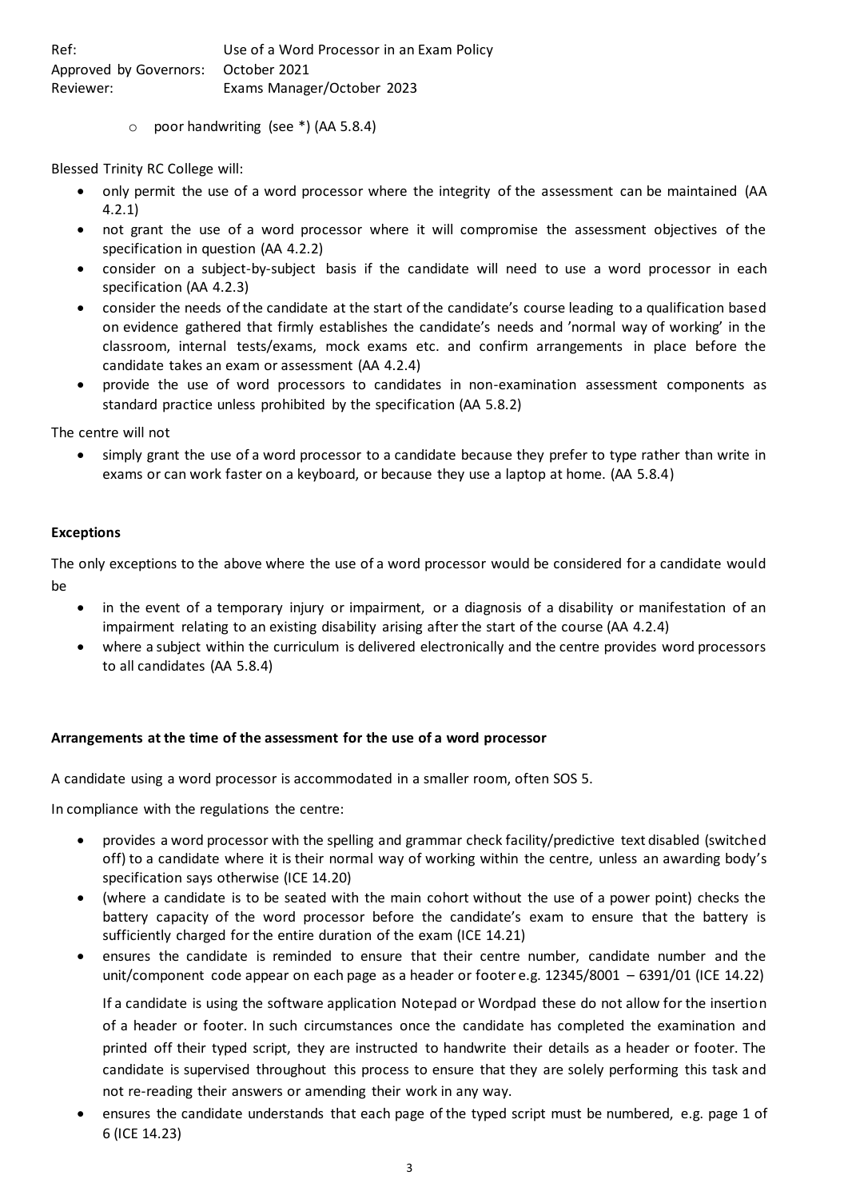- poor handwriting (see *) (AA 5.8.4)

Blessed Trinity RC College will:

- only permit the use of a word processor where the integrity of the assessment can be maintained (AA 4.2.1)
- not grant the use of a word processor where it will compromise the assessment objectives of the specification in question (AA 4.2.2)
- consider on a subject-by-subject basis if the candidate will need to use a word processor in each specification (AA 4.2.3)
- consider the needs of the candidate at the start of the candidate's course leading to a qualification based on evidence gathered that firmly establishes the candidate's needs and 'normal way of working' in the classroom, internal tests/exams, mock exams etc. and confirm arrangements in place before the candidate takes an exam or assessment (AA 4.2.4)
- provide the use of word processors to candidates in non-examination assessment components as standard practice unless prohibited by the specification (AA 5.8.2)

The centre will not

- simply grant the use of a word processor to a candidate because they prefer to type rather than write in exams or can work faster on a keyboard, or because they use a laptop at home. (AA 5.8.4)

**Exceptions**

The only exceptions to the above where the use of a word processor would be considered for a candidate would be

- in the event of a temporary injury or impairment, or a diagnosis of a disability or manifestation of an impairment relating to an existing disability arising after the start of the course (AA 4.2.4)
- where a subject within the curriculum is delivered electronically and the centre provides word processors to all candidates (AA 5.8.4)

**Arrangements at the time of the assessment for the use of a word processor**

A candidate using a word processor is accommodated in a smaller room, often SOS 5.

In compliance with the regulations the centre:

- provides a word processor with the spelling and grammar check facility/predictive text disabled (switched off) to a candidate where it is their normal way of working within the centre, unless an awarding body's specification says otherwise (ICE 14.20)
- (where a candidate is to be seated with the main cohort without the use of a power point) checks the battery capacity of the word processor before the candidate's exam to ensure that the battery is sufficiently charged for the entire duration of the exam (ICE 14.21)
- ensures the candidate is reminded to ensure that their centre number, candidate number and the unit/component code appear on each page as a header or footer e.g. 12345/8001 – 6391/01 (ICE 14.22)

  If a candidate is using the software application Notepad or Wordpad these do not allow for the insertion of a header or footer. In such circumstances once the candidate has completed the examination and printed off their typed script, they are instructed to handwrite their details as a header or footer. The candidate is supervised throughout this process to ensure that they are solely performing this task and not re-reading their answers or amending their work in any way.

- ensures the candidate understands that each page of the typed script must be numbered, e.g. page 1 of 6 (ICE 14.23)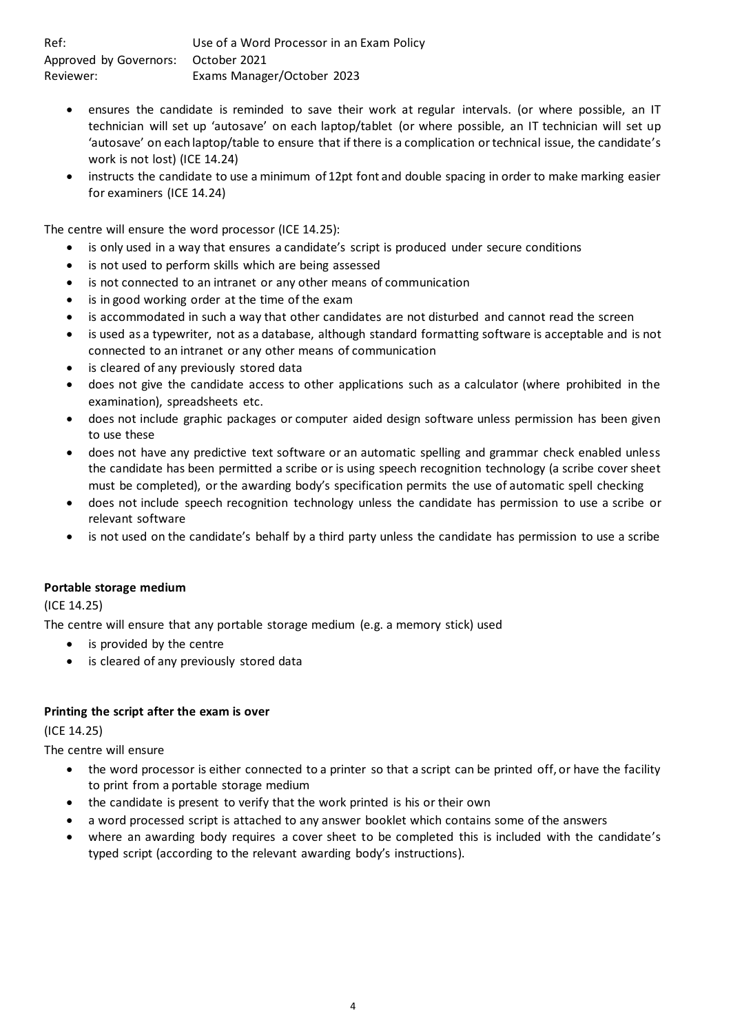- ensures the candidate is reminded to save their work at regular intervals. (or where possible, an IT technician will set up 'autosave' on each laptop/tablet (or where possible, an IT technician will set up 'autosave' on each laptop/table to ensure that if there is a complication or technical issue, the candidate's work is not lost) (ICE 14.24)
- instructs the candidate to use a minimum of 12pt font and double spacing in order to make marking easier for examiners (ICE 14.24)

The centre will ensure the word processor (ICE 14.25):

- is only used in a way that ensures a candidate's script is produced under secure conditions
- is not used to perform skills which are being assessed
- is not connected to an intranet or any other means of communication
- is in good working order at the time of the exam
- is accommodated in such a way that other candidates are not disturbed and cannot read the screen
- is used as a typewriter, not as a database, although standard formatting software is acceptable and is not connected to an intranet or any other means of communication
- is cleared of any previously stored data
- does not give the candidate access to other applications such as a calculator (where prohibited in the examination), spreadsheets etc.
- does not include graphic packages or computer aided design software unless permission has been given to use these
- does not have any predictive text software or an automatic spelling and grammar check enabled unless the candidate has been permitted a scribe or is using speech recognition technology (a scribe cover sheet must be completed), or the awarding body's specification permits the use of automatic spell checking
- does not include speech recognition technology unless the candidate has permission to use a scribe or relevant software
- is not used on the candidate's behalf by a third party unless the candidate has permission to use a scribe

**Portable storage medium**

(ICE 14.25)

The centre will ensure that any portable storage medium (e.g. a memory stick) used

- is provided by the centre
- is cleared of any previously stored data

**Printing the script after the exam is over**

(ICE 14.25)

The centre will ensure

- the word processor is either connected to a printer so that a script can be printed off, or have the facility to print from a portable storage medium
- the candidate is present to verify that the work printed is his or their own
- a word processed script is attached to any answer booklet which contains some of the answers
- where an awarding body requires a cover sheet to be completed this is included with the candidate's typed script (according to the relevant awarding body's instructions).